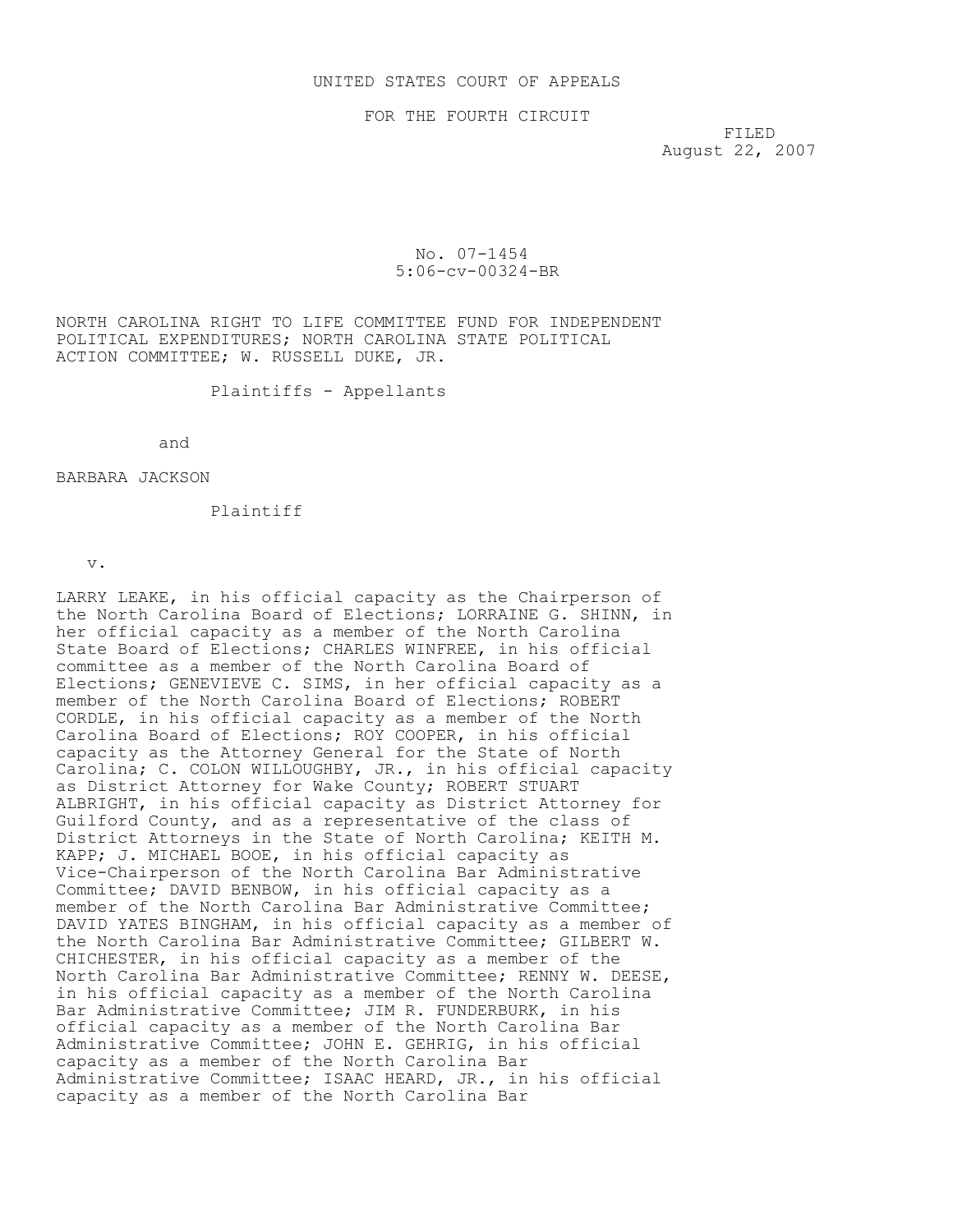UNITED STATES COURT OF APPEALS

FOR THE FOURTH CIRCUIT

FILED
August 22, 2007

No. 07-1454
5:06-cv-00324-BR

NORTH CAROLINA RIGHT TO LIFE COMMITTEE FUND FOR INDEPENDENT POLITICAL EXPENDITURES; NORTH CAROLINA STATE POLITICAL ACTION COMMITTEE; W. RUSSELL DUKE, JR.

Plaintiffs - Appellants

and

BARBARA JACKSON

Plaintiff

v.

LARRY LEAKE, in his official capacity as the Chairperson of the North Carolina Board of Elections; LORRAINE G. SHINN, in her official capacity as a member of the North Carolina State Board of Elections; CHARLES WINFREE, in his official committee as a member of the North Carolina Board of Elections; GENEVIEVE C. SIMS, in her official capacity as a member of the North Carolina Board of Elections; ROBERT CORDLE, in his official capacity as a member of the North Carolina Board of Elections; ROY COOPER, in his official capacity as the Attorney General for the State of North Carolina; C. COLON WILLOUGHBY, JR., in his official capacity as District Attorney for Wake County; ROBERT STUART ALBRIGHT, in his official capacity as District Attorney for Guilford County, and as a representative of the class of District Attorneys in the State of North Carolina; KEITH M. KAPP; J. MICHAEL BOOE, in his official capacity as Vice-Chairperson of the North Carolina Bar Administrative Committee; DAVID BENBOW, in his official capacity as a member of the North Carolina Bar Administrative Committee; DAVID YATES BINGHAM, in his official capacity as a member of the North Carolina Bar Administrative Committee; GILBERT W. CHICHESTER, in his official capacity as a member of the North Carolina Bar Administrative Committee; RENNY W. DEESE, in his official capacity as a member of the North Carolina Bar Administrative Committee; JIM R. FUNDERBURK, in his official capacity as a member of the North Carolina Bar Administrative Committee; JOHN E. GEHRIG, in his official capacity as a member of the North Carolina Bar Administrative Committee; ISAAC HEARD, JR., in his official capacity as a member of the North Carolina Bar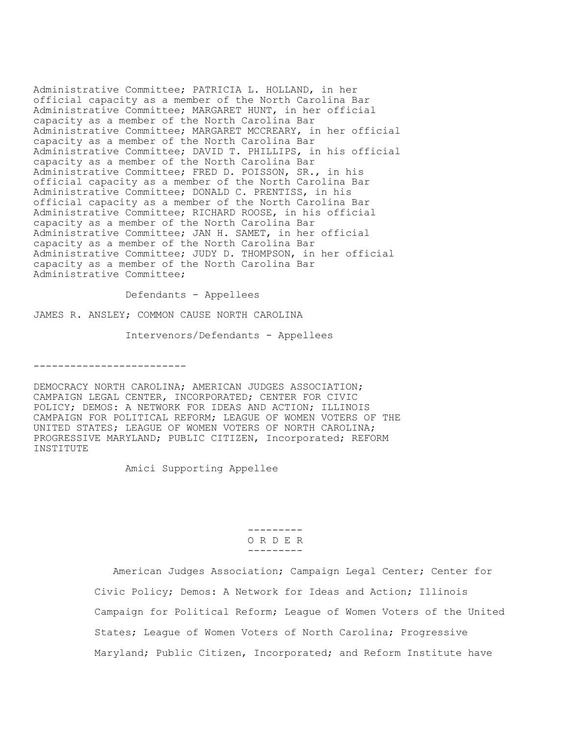Administrative Committee; PATRICIA L. HOLLAND, in her official capacity as a member of the North Carolina Bar Administrative Committee; MARGARET HUNT, in her official capacity as a member of the North Carolina Bar Administrative Committee; MARGARET MCCREARY, in her official capacity as a member of the North Carolina Bar Administrative Committee; DAVID T. PHILLIPS, in his official capacity as a member of the North Carolina Bar Administrative Committee; FRED D. POISSON, SR., in his official capacity as a member of the North Carolina Bar Administrative Committee; DONALD C. PRENTISS, in his official capacity as a member of the North Carolina Bar Administrative Committee; RICHARD ROOSE, in his official capacity as a member of the North Carolina Bar Administrative Committee; JAN H. SAMET, in her official capacity as a member of the North Carolina Bar Administrative Committee; JUDY D. THOMPSON, in her official capacity as a member of the North Carolina Bar Administrative Committee;

Defendants - Appellees

JAMES R. ANSLEY; COMMON CAUSE NORTH CAROLINA

Intervenors/Defendants - Appellees

-------------------------

DEMOCRACY NORTH CAROLINA; AMERICAN JUDGES ASSOCIATION; CAMPAIGN LEGAL CENTER, INCORPORATED; CENTER FOR CIVIC POLICY; DEMOS: A NETWORK FOR IDEAS AND ACTION; ILLINOIS CAMPAIGN FOR POLITICAL REFORM; LEAGUE OF WOMEN VOTERS OF THE UNITED STATES; LEAGUE OF WOMEN VOTERS OF NORTH CAROLINA; PROGRESSIVE MARYLAND; PUBLIC CITIZEN, Incorporated; REFORM INSTITUTE

Amici Supporting Appellee

---------

O R D E R

---------

American Judges Association; Campaign Legal Center; Center for Civic Policy; Demos: A Network for Ideas and Action; Illinois Campaign for Political Reform; League of Women Voters of the United States; League of Women Voters of North Carolina; Progressive Maryland; Public Citizen, Incorporated; and Reform Institute have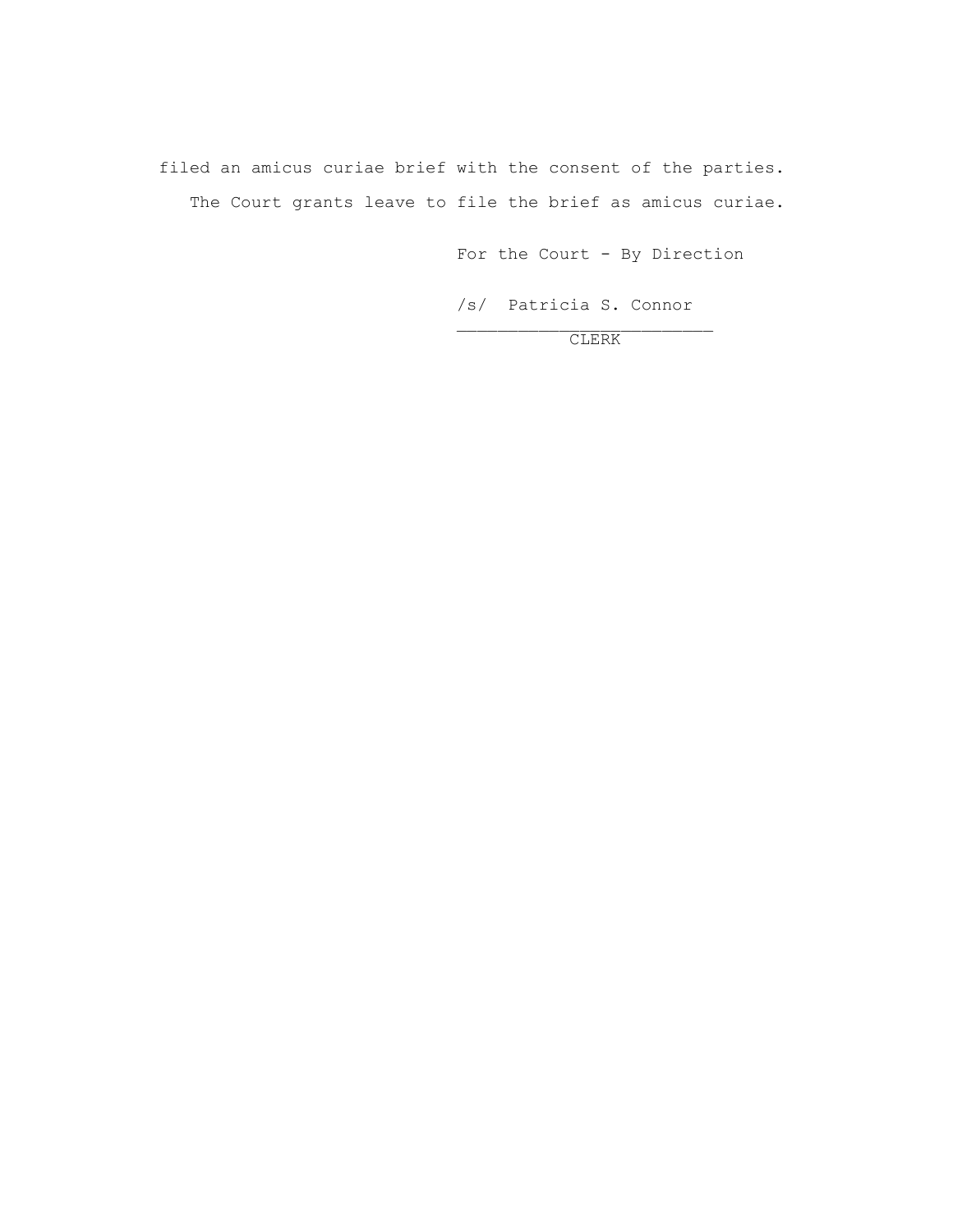filed an amicus curiae brief with the consent of the parties.

The Court grants leave to file the brief as amicus curiae.

For the Court - By Direction

/s/ Patricia S. Connor

CLERK